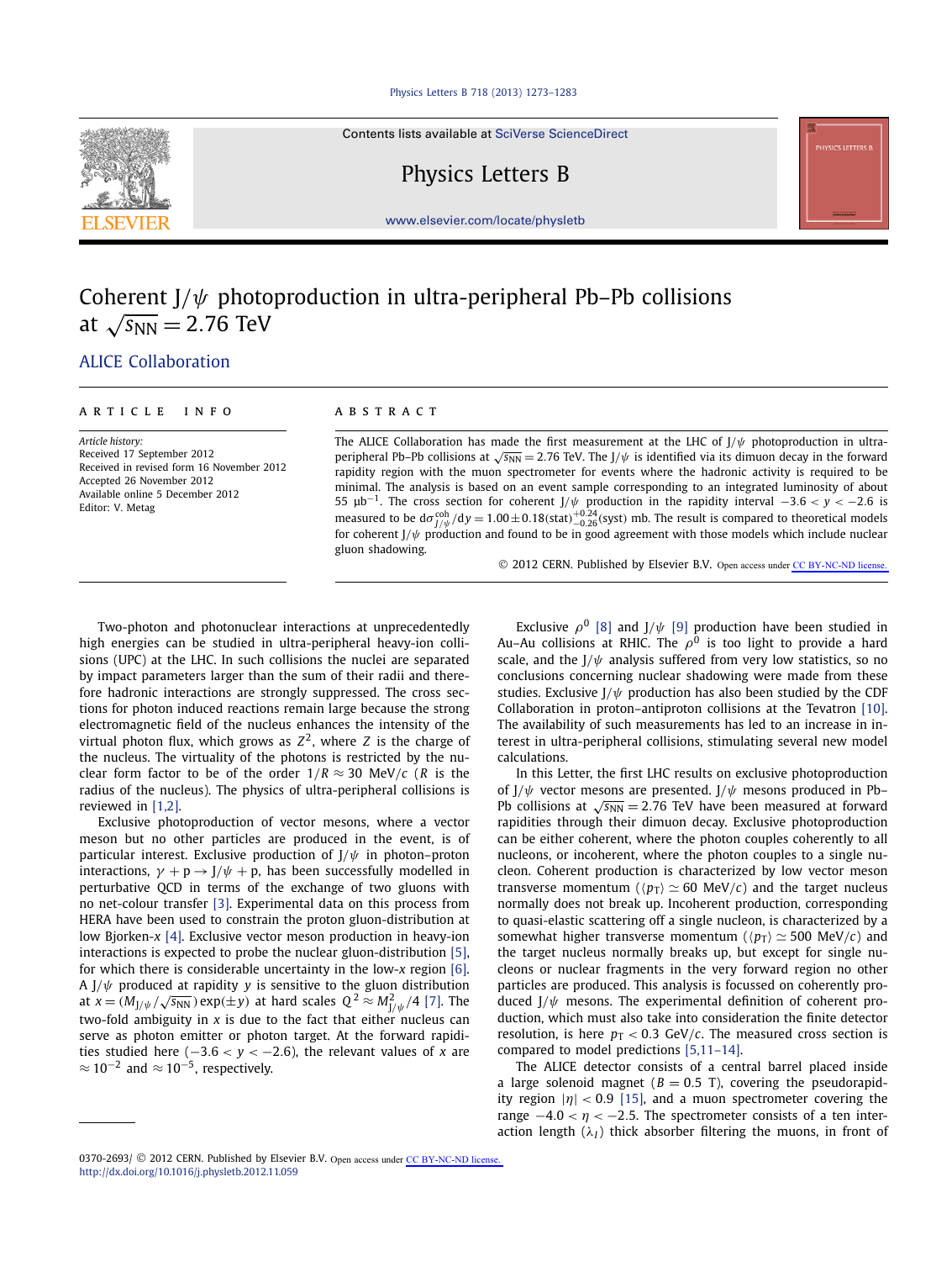# Coherent J/$\psi$ photoproduction in ultra-peripheral Pb–Pb collisions at $\sqrt{s_{\rm NN}} = 2.76$ TeV

ALICE Collaboration

ARTICLE INFO

*Article history:*
Received 17 September 2012
Received in revised form 16 November 2012
Accepted 26 November 2012
Available online 5 December 2012
Editor: V. Metag

ABSTRACT

The ALICE Collaboration has made the first measurement at the LHC of J/$\psi$ photoproduction in ultra-peripheral Pb–Pb collisions at $\sqrt{s_{\rm NN}} = 2.76$ TeV. The J/$\psi$ is identified via its dimuon decay in the forward rapidity region with the muon spectrometer for events where the hadronic activity is required to be minimal. The analysis is based on an event sample corresponding to an integrated luminosity of about 55 $\mu b^{-1}$. The cross section for coherent J/$\psi$ production in the rapidity interval $-3.6 < y < -2.6$ is measured to be $d\sigma^{coh}_{J/\psi}/dy = 1.00 \pm 0.18({\rm stat})^{+0.24}_{-0.26}({\rm syst})$ mb. The result is compared to theoretical models for coherent J/$\psi$ production and found to be in good agreement with those models which include nuclear gluon shadowing.

© 2012 CERN. Published by Elsevier B.V. Open access under CC BY-NC-ND license.

Two-photon and photonuclear interactions at unprecedentedly high energies can be studied in ultra-peripheral heavy-ion collisions (UPC) at the LHC. In such collisions the nuclei are separated by impact parameters larger than the sum of their radii and therefore hadronic interactions are strongly suppressed. The cross sections for photon induced reactions remain large because the strong electromagnetic field of the nucleus enhances the intensity of the virtual photon flux, which grows as $Z^2$, where $Z$ is the charge of the nucleus. The virtuality of the photons is restricted by the nuclear form factor to be of the order $1/R \approx 30$ MeV/$c$ ($R$ is the radius of the nucleus). The physics of ultra-peripheral collisions is reviewed in [1,2].

Exclusive photoproduction of vector mesons, where a vector meson but no other particles are produced in the event, is of particular interest. Exclusive production of J/$\psi$ in photon–proton interactions, $\gamma + {\rm p} \to {\rm J}/\psi + {\rm p}$, has been successfully modelled in perturbative QCD in terms of the exchange of two gluons with no net-colour transfer [3]. Experimental data on this process from HERA have been used to constrain the proton gluon-distribution at low Bjorken-$x$ [4]. Exclusive vector meson production in heavy-ion interactions is expected to probe the nuclear gluon-distribution [5], for which there is considerable uncertainty in the low-$x$ region [6]. A J/$\psi$ produced at rapidity $y$ is sensitive to the gluon distribution at $x = (M_{{\rm J}/\psi}/\sqrt{s_{\rm NN}})\exp(\pm y)$ at hard scales $Q^2 \approx M^2_{{\rm J}/\psi}/4$ [7]. The two-fold ambiguity in $x$ is due to the fact that either nucleus can serve as photon emitter or photon target. At the forward rapidities studied here ($-3.6 < y < -2.6$), the relevant values of $x$ are $\approx 10^{-2}$ and $\approx 10^{-5}$, respectively.

Exclusive $\rho^0$ [8] and J/$\psi$ [9] production have been studied in Au–Au collisions at RHIC. The $\rho^0$ is too light to provide a hard scale, and the J/$\psi$ analysis suffered from very low statistics, so no conclusions concerning nuclear shadowing were made from these studies. Exclusive J/$\psi$ production has also been studied by the CDF Collaboration in proton–antiproton collisions at the Tevatron [10]. The availability of such measurements has led to an increase in interest in ultra-peripheral collisions, stimulating several new model calculations.

In this Letter, the first LHC results on exclusive photoproduction of J/$\psi$ vector mesons are presented. J/$\psi$ mesons produced in Pb–Pb collisions at $\sqrt{s_{\rm NN}} = 2.76$ TeV have been measured at forward rapidities through their dimuon decay. Exclusive photoproduction can be either coherent, where the photon couples coherently to all nucleons, or incoherent, where the photon couples to a single nucleon. Coherent production is characterized by low vector meson transverse momentum ($\langle p_{\rm T}\rangle \simeq 60$ MeV/$c$) and the target nucleus normally does not break up. Incoherent production, corresponding to quasi-elastic scattering off a single nucleon, is characterized by a somewhat higher transverse momentum ($\langle p_{\rm T}\rangle \simeq 500$ MeV/$c$) and the target nucleus normally breaks up, but except for single nucleons or nuclear fragments in the very forward region no other particles are produced. This analysis is focussed on coherently produced J/$\psi$ mesons. The experimental definition of coherent production, which must also take into consideration the finite detector resolution, is here $p_{\rm T} < 0.3$ GeV/$c$. The measured cross section is compared to model predictions [5,11–14].

The ALICE detector consists of a central barrel placed inside a large solenoid magnet ($B = 0.5$ T), covering the pseudorapidity region $|\eta| < 0.9$ [15], and a muon spectrometer covering the range $-4.0 < \eta < -2.5$. The spectrometer consists of a ten interaction length ($\lambda_I$) thick absorber filtering the muons, in front of

0370-2693/ © 2012 CERN. Published by Elsevier B.V. Open access under CC BY-NC-ND license.
http://dx.doi.org/10.1016/j.physletb.2012.11.059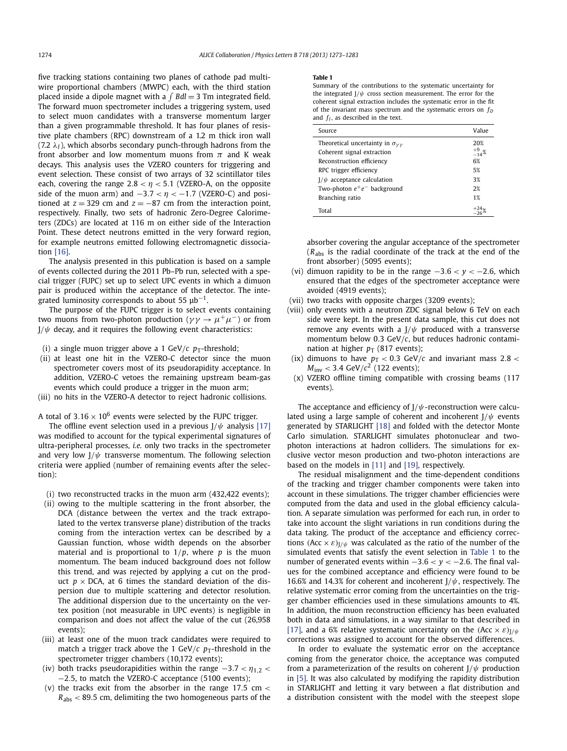five tracking stations containing two planes of cathode pad multi-wire proportional chambers (MWPC) each, with the third station placed inside a dipole magnet with a $\int B dl = 3$ Tm integrated field. The forward muon spectrometer includes a triggering system, used to select muon candidates with a transverse momentum larger than a given programmable threshold. It has four planes of resistive plate chambers (RPC) downstream of a 1.2 m thick iron wall (7.2 $\lambda_I$), which absorbs secondary punch-through hadrons from the front absorber and low momentum muons from $\pi$ and K weak decays. This analysis uses the VZERO counters for triggering and event selection. These consist of two arrays of 32 scintillator tiles each, covering the range $2.8 < \eta < 5.1$ (VZERO-A, on the opposite side of the muon arm) and $-3.7 < \eta < -1.7$ (VZERO-C) and positioned at $z = 329$ cm and $z = -87$ cm from the interaction point, respectively. Finally, two sets of hadronic Zero-Degree Calorimeters (ZDCs) are located at 116 m on either side of the Interaction Point. These detect neutrons emitted in the very forward region, for example neutrons emitted following electromagnetic dissociation [16].

The analysis presented in this publication is based on a sample of events collected during the 2011 Pb–Pb run, selected with a special trigger (FUPC) set up to select UPC events in which a dimuon pair is produced within the acceptance of the detector. The integrated luminosity corresponds to about 55 $\mu b^{-1}$.

The purpose of the FUPC trigger is to select events containing two muons from two-photon production ($\gamma\gamma \to \mu^+\mu^-$) or from J/$\psi$ decay, and it requires the following event characteristics:

- (i) a single muon trigger above a 1 GeV/$c$ $p_T$-threshold;
- (ii) at least one hit in the VZERO-C detector since the muon spectrometer covers most of its pseudorapidity acceptance. In addition, VZERO-C vetoes the remaining upstream beam-gas events which could produce a trigger in the muon arm;
- (iii) no hits in the VZERO-A detector to reject hadronic collisions.

A total of $3.16 \times 10^6$ events were selected by the FUPC trigger.

The offline event selection used in a previous J/$\psi$ analysis [17] was modified to account for the typical experimental signatures of ultra-peripheral processes, *i.e.* only two tracks in the spectrometer and very low J/$\psi$ transverse momentum. The following selection criteria were applied (number of remaining events after the selection):

- (i) two reconstructed tracks in the muon arm (432,422 events);
- (ii) owing to the multiple scattering in the front absorber, the DCA (distance between the vertex and the track extrapolated to the vertex transverse plane) distribution of the tracks coming from the interaction vertex can be described by a Gaussian function, whose width depends on the absorber material and is proportional to $1/p$, where $p$ is the muon momentum. The beam induced background does not follow this trend, and was rejected by applying a cut on the product $p \times$ DCA, at 6 times the standard deviation of the dispersion due to multiple scattering and detector resolution. The additional dispersion due to the uncertainty on the vertex position (not measurable in UPC events) is negligible in comparison and does not affect the value of the cut (26,958 events);
- (iii) at least one of the muon track candidates were required to match a trigger track above the 1 GeV/$c$ $p_T$-threshold in the spectrometer trigger chambers (10,172 events);
- (iv) both tracks pseudorapidities within the range $-3.7 < \eta_{1,2} < -2.5$, to match the VZERO-C acceptance (5100 events);
- (v) the tracks exit from the absorber in the range 17.5 cm $< R_{abs} <$ 89.5 cm, delimiting the two homogeneous parts of the absorber covering the angular acceptance of the spectrometer ($R_{abs}$ is the radial coordinate of the track at the end of the front absorber) (5095 events);
- (vi) dimuon rapidity to be in the range $-3.6 < y < -2.6$, which ensured that the edges of the spectrometer acceptance were avoided (4919 events);
- (vii) two tracks with opposite charges (3209 events);
- (viii) only events with a neutron ZDC signal below 6 TeV on each side were kept. In the present data sample, this cut does not remove any events with a J/$\psi$ produced with a transverse momentum below 0.3 GeV/$c$, but reduces hadronic contamination at higher $p_T$ (817 events);
- (ix) dimuons to have $p_T < 0.3$ GeV/$c$ and invariant mass $2.8 < M_{inv} < 3.4$ GeV/$c^2$ (122 events);
- (x) VZERO offline timing compatible with crossing beams (117 events).

**Table 1**

Summary of the contributions to the systematic uncertainty for the integrated J/$\psi$ cross section measurement. The error for the coherent signal extraction includes the systematic error in the fit of the invariant mass spectrum and the systematic errors on $f_D$ and $f_I$, as described in the text.

| Source | Value |
|---|---|
| Theoretical uncertainty in $\sigma_{\gamma\gamma}$ | 20% |
| Coherent signal extraction | $^{+9}_{-14}$% |
| Reconstruction efficiency | 6% |
| RPC trigger efficiency | 5% |
| J/$\psi$ acceptance calculation | 3% |
| Two-photon $e^+e^-$ background | 2% |
| Branching ratio | 1% |
| Total | $^{+24}_{-26}$% |

The acceptance and efficiency of J/$\psi$-reconstruction were calculated using a large sample of coherent and incoherent J/$\psi$ events generated by STARLIGHT [18] and folded with the detector Monte Carlo simulation. STARLIGHT simulates photonuclear and two-photon interactions at hadron colliders. The simulations for exclusive vector meson production and two-photon interactions are based on the models in [11] and [19], respectively.

The residual misalignment and the time-dependent conditions of the tracking and trigger chamber components were taken into account in these simulations. The trigger chamber efficiencies were computed from the data and used in the global efficiency calculation. A separate simulation was performed for each run, in order to take into account the slight variations in run conditions during the data taking. The product of the acceptance and efficiency corrections $(\text{Acc} \times \varepsilon)_{J/\psi}$ was calculated as the ratio of the number of the simulated events that satisfy the event selection in Table 1 to the number of generated events within $-3.6 < y < -2.6$. The final values for the combined acceptance and efficiency were found to be 16.6% and 14.3% for coherent and incoherent J/$\psi$, respectively. The relative systematic error coming from the uncertainties on the trigger chamber efficiencies used in these simulations amounts to 4%. In addition, the muon reconstruction efficiency has been evaluated both in data and in simulations, in a way similar to that described in [17], and a 6% relative systematic uncertainty on the $(\text{Acc} \times \varepsilon)_{J/\psi}$ corrections was assigned to account for the observed differences.

In order to evaluate the systematic error on the acceptance coming from the generator choice, the acceptance was computed from a parameterization of the results on coherent J/$\psi$ production in [5]. It was also calculated by modifying the rapidity distribution in STARLIGHT and letting it vary between a flat distribution and a distribution consistent with the model with the steepest slope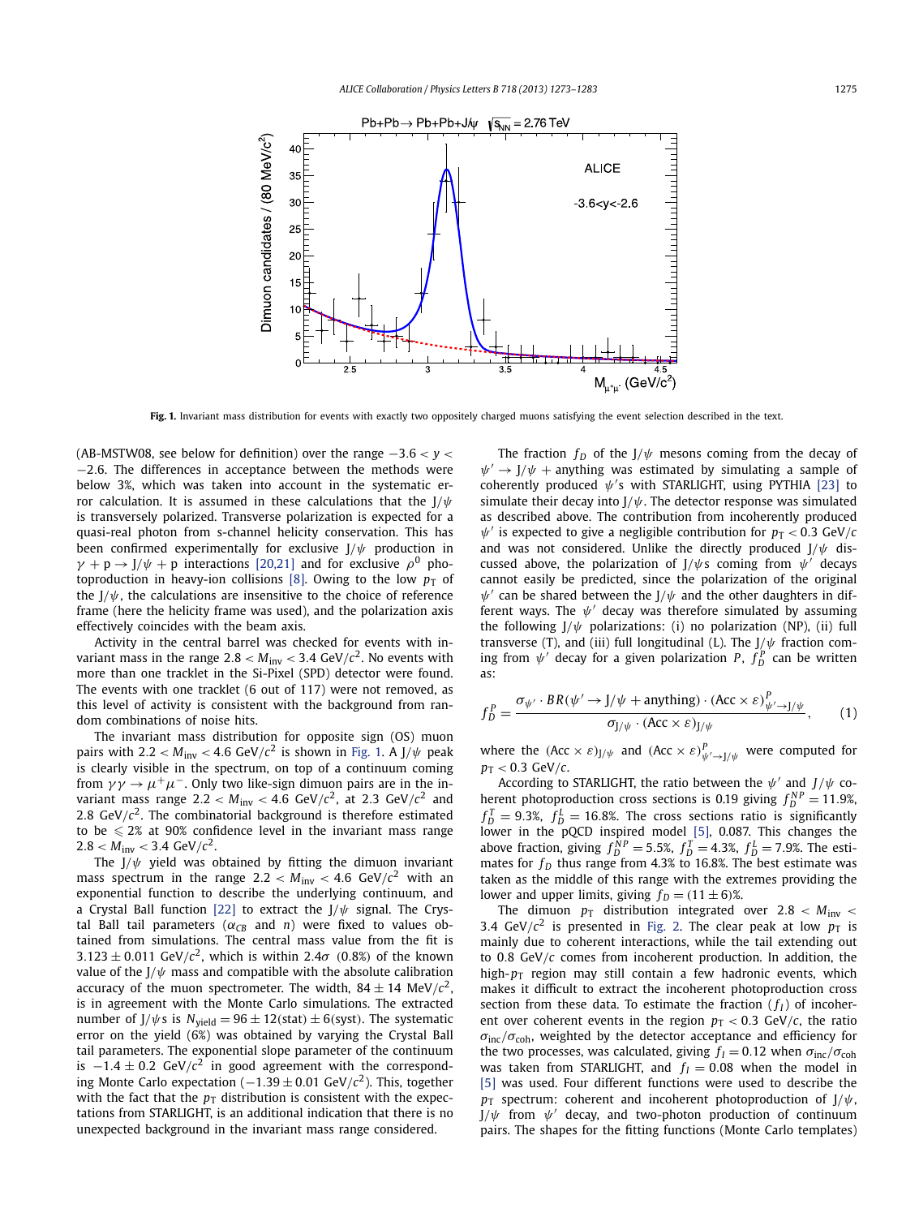**Fig. 1.** Invariant mass distribution for events with exactly two oppositely charged muons satisfying the event selection described in the text.

(AB-MSTW08, see below for definition) over the range $-3.6 < y < -2.6$. The differences in acceptance between the methods were below 3%, which was taken into account in the systematic error calculation. It is assumed in these calculations that the J/$\psi$ is transversely polarized. Transverse polarization is expected for a quasi-real photon from s-channel helicity conservation. This has been confirmed experimentally for exclusive J/$\psi$ production in $\gamma + p \to J/\psi + p$ interactions [20,21] and for exclusive $\rho^0$ photoproduction in heavy-ion collisions [8]. Owing to the low $p_T$ of the J/$\psi$, the calculations are insensitive to the choice of reference frame (here the helicity frame was used), and the polarization axis effectively coincides with the beam axis.

Activity in the central barrel was checked for events with invariant mass in the range $2.8 < M_{inv} < 3.4$ GeV/$c^2$. No events with more than one tracklet in the Si-Pixel (SPD) detector were found. The events with one tracklet (6 out of 117) were not removed, as this level of activity is consistent with the background from random combinations of noise hits.

The invariant mass distribution for opposite sign (OS) muon pairs with $2.2 < M_{inv} < 4.6$ GeV/$c^2$ is shown in Fig. 1. A J/$\psi$ peak is clearly visible in the spectrum, on top of a continuum coming from $\gamma\gamma \to \mu^+\mu^-$. Only two like-sign dimuon pairs are in the invariant mass range $2.2 < M_{inv} < 4.6$ GeV/$c^2$, at 2.3 GeV/$c^2$ and 2.8 GeV/$c^2$. The combinatorial background is therefore estimated to be $\leqslant 2\%$ at 90% confidence level in the invariant mass range $2.8 < M_{inv} < 3.4$ GeV/$c^2$.

The J/$\psi$ yield was obtained by fitting the dimuon invariant mass spectrum in the range $2.2 < M_{inv} < 4.6$ GeV/$c^2$ with an exponential function to describe the underlying continuum, and a Crystal Ball function [22] to extract the J/$\psi$ signal. The Crystal Ball tail parameters ($\alpha_{CB}$ and $n$) were fixed to values obtained from simulations. The central mass value from the fit is $3.123 \pm 0.011$ GeV/$c^2$, which is within $2.4\sigma$ (0.8%) of the known value of the J/$\psi$ mass and compatible with the absolute calibration accuracy of the muon spectrometer. The width, $84 \pm 14$ MeV/$c^2$, is in agreement with the Monte Carlo simulations. The extracted number of J/$\psi$s is $N_{yield} = 96 \pm 12(\text{stat}) \pm 6(\text{syst})$. The systematic error on the yield (6%) was obtained by varying the Crystal Ball tail parameters. The exponential slope parameter of the continuum is $-1.4 \pm 0.2$ GeV/$c^2$ in good agreement with the corresponding Monte Carlo expectation ($-1.39 \pm 0.01$ GeV/$c^2$). This, together with the fact that the $p_T$ distribution is consistent with the expectations from STARLIGHT, is an additional indication that there is no unexpected background in the invariant mass range considered.

The fraction $f_D$ of the J/$\psi$ mesons coming from the decay of $\psi' \to J/\psi + \text{anything}$ was estimated by simulating a sample of coherently produced $\psi'$s with STARLIGHT, using PYTHIA [23] to simulate their decay into J/$\psi$. The detector response was simulated as described above. The contribution from incoherently produced $\psi'$ is expected to give a negligible contribution for $p_T < 0.3$ GeV/$c$ and was not considered. Unlike the directly produced J/$\psi$ discussed above, the polarization of J/$\psi$s coming from $\psi'$ decays cannot easily be predicted, since the polarization of the original $\psi'$ can be shared between the J/$\psi$ and the other daughters in different ways. The $\psi'$ decay was therefore simulated by assuming the following J/$\psi$ polarizations: (i) no polarization (NP), (ii) full transverse (T), and (iii) full longitudinal (L). The J/$\psi$ fraction coming from $\psi'$ decay for a given polarization $P$, $f_D^P$ can be written as:

$$f_D^P = \frac{\sigma_{\psi'} \cdot BR(\psi' \to J/\psi + \text{anything}) \cdot (\text{Acc} \times \varepsilon)^P_{\psi' \to J/\psi}}{\sigma_{J/\psi} \cdot (\text{Acc} \times \varepsilon)_{J/\psi}}, \qquad (1)$$

where the $(\text{Acc} \times \varepsilon)_{J/\psi}$ and $(\text{Acc} \times \varepsilon)^P_{\psi' \to J/\psi}$ were computed for $p_T < 0.3$ GeV/$c$.

According to STARLIGHT, the ratio between the $\psi'$ and $J/\psi$ coherent photoproduction cross sections is 0.19 giving $f_D^{NP} = 11.9\%$, $f_D^T = 9.3\%$, $f_D^L = 16.8\%$. The cross sections ratio is significantly lower in the pQCD inspired model [5], 0.087. This changes the above fraction, giving $f_D^{NP} = 5.5\%$, $f_D^T = 4.3\%$, $f_D^L = 7.9\%$. The estimates for $f_D$ thus range from 4.3% to 16.8%. The best estimate was taken as the middle of this range with the extremes providing the lower and upper limits, giving $f_D = (11 \pm 6)\%$.

The dimuon $p_T$ distribution integrated over $2.8 < M_{inv} < 3.4$ GeV/$c^2$ is presented in Fig. 2. The clear peak at low $p_T$ is mainly due to coherent interactions, while the tail extending out to 0.8 GeV/$c$ comes from incoherent production. In addition, the high-$p_T$ region may still contain a few hadronic events, which makes it difficult to extract the incoherent photoproduction cross section from these data. To estimate the fraction ($f_I$) of incoherent over coherent events in the region $p_T < 0.3$ GeV/$c$, the ratio $\sigma_{inc}/\sigma_{coh}$, weighted by the detector acceptance and efficiency for the two processes, was calculated, giving $f_I = 0.12$ when $\sigma_{inc}/\sigma_{coh}$ was taken from STARLIGHT, and $f_I = 0.08$ when the model in [5] was used. Four different functions were used to describe the $p_T$ spectrum: coherent and incoherent photoproduction of J/$\psi$, J/$\psi$ from $\psi'$ decay, and two-photon production of continuum pairs. The shapes for the fitting functions (Monte Carlo templates)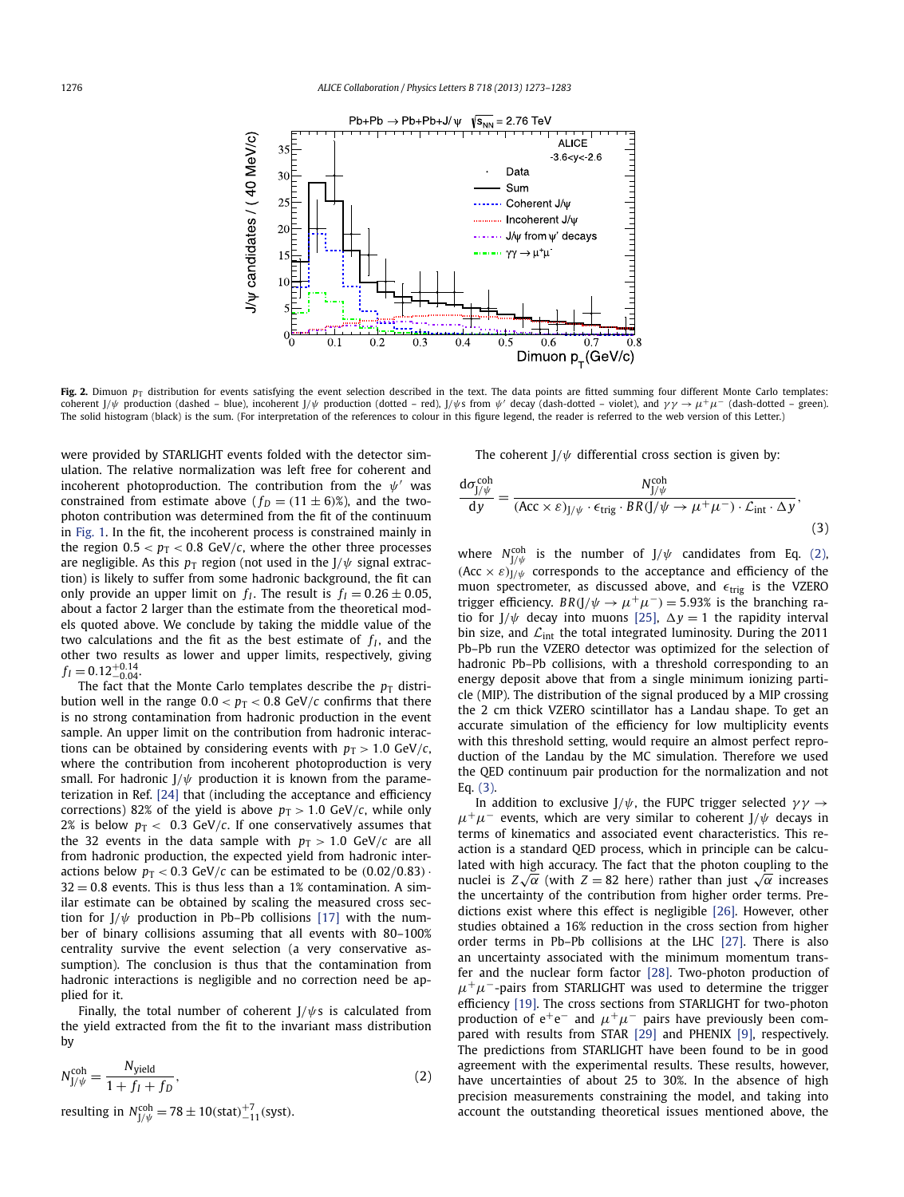**Fig. 2.** Dimuon $p_T$ distribution for events satisfying the event selection described in the text. The data points are fitted summing four different Monte Carlo templates: coherent J/$\psi$ production (dashed – blue), incoherent J/$\psi$ production (dotted – red), J/$\psi$s from $\psi'$ decay (dash-dotted – violet), and $\gamma\gamma \to \mu^+\mu^-$ (dash-dotted – green). The solid histogram (black) is the sum. (For interpretation of the references to colour in this figure legend, the reader is referred to the web version of this Letter.)

were provided by STARLIGHT events folded with the detector simulation. The relative normalization was left free for coherent and incoherent photoproduction. The contribution from the $\psi'$ was constrained from estimate above ($f_D = (11 \pm 6)\%$), and the two-photon contribution was determined from the fit of the continuum in Fig. 1. In the fit, the incoherent process is constrained mainly in the region $0.5 < p_T < 0.8$ GeV/$c$, where the other three processes are negligible. As this $p_T$ region (not used in the J/$\psi$ signal extraction) is likely to suffer from some hadronic background, the fit can only provide an upper limit on $f_I$. The result is $f_I = 0.26 \pm 0.05$, about a factor 2 larger than the estimate from the theoretical models quoted above. We conclude by taking the middle value of the two calculations and the fit as the best estimate of $f_I$, and the other two results as lower and upper limits, respectively, giving $f_I = 0.12^{+0.14}_{-0.04}$.

The fact that the Monte Carlo templates describe the $p_T$ distribution well in the range $0.0 < p_T < 0.8$ GeV/$c$ confirms that there is no strong contamination from hadronic production in the event sample. An upper limit on the contribution from hadronic interactions can be obtained by considering events with $p_T > 1.0$ GeV/$c$, where the contribution from incoherent photoproduction is very small. For hadronic J/$\psi$ production it is known from the parameterization in Ref. [24] that (including the acceptance and efficiency corrections) 82% of the yield is above $p_T > 1.0$ GeV/$c$, while only 2% is below $p_T < 0.3$ GeV/$c$. If one conservatively assumes that the 32 events in the data sample with $p_T > 1.0$ GeV/$c$ are all from hadronic production, the expected yield from hadronic interactions below $p_T < 0.3$ GeV/$c$ can be estimated to be $(0.02/0.83) \cdot 32 = 0.8$ events. This is thus less than a 1% contamination. A similar estimate can be obtained by scaling the measured cross section for J/$\psi$ production in Pb–Pb collisions [17] with the number of binary collisions assuming that all events with 80–100% centrality survive the event selection (a very conservative assumption). The conclusion is thus that the contamination from hadronic interactions is negligible and no correction need be applied for it.

Finally, the total number of coherent J/$\psi$s is calculated from the yield extracted from the fit to the invariant mass distribution by

$$N^{coh}_{J/\psi} = \frac{N_{yield}}{1 + f_I + f_D}, \tag{2}$$

resulting in $N^{coh}_{J/\psi} = 78 \pm 10(\text{stat})^{+7}_{-11}(\text{syst})$.

The coherent J/$\psi$ differential cross section is given by:

$$\frac{d\sigma^{coh}_{J/\psi}}{dy} = \frac{N^{coh}_{J/\psi}}{(\text{Acc} \times \varepsilon)_{J/\psi} \cdot \epsilon_{trig} \cdot BR(J/\psi \to \mu^+\mu^-) \cdot \mathcal{L}_{int} \cdot \Delta y}, \tag{3}$$

where $N^{coh}_{J/\psi}$ is the number of J/$\psi$ candidates from Eq. (2), $(\text{Acc} \times \varepsilon)_{J/\psi}$ corresponds to the acceptance and efficiency of the muon spectrometer, as discussed above, and $\epsilon_{trig}$ is the VZERO trigger efficiency. $BR(J/\psi \to \mu^+\mu^-) = 5.93\%$ is the branching ratio for J/$\psi$ decay into muons [25], $\Delta y = 1$ the rapidity interval bin size, and $\mathcal{L}_{int}$ the total integrated luminosity. During the 2011 Pb–Pb run the VZERO detector was optimized for the selection of hadronic Pb–Pb collisions, with a threshold corresponding to an energy deposit above that from a single minimum ionizing particle (MIP). The distribution of the signal produced by a MIP crossing the 2 cm thick VZERO scintillator has a Landau shape. To get an accurate simulation of the efficiency for low multiplicity events with this threshold setting, would require an almost perfect reproduction of the Landau by the MC simulation. Therefore we used the QED continuum pair production for the normalization and not Eq. (3).

In addition to exclusive J/$\psi$, the FUPC trigger selected $\gamma\gamma \to \mu^+\mu^-$ events, which are very similar to coherent J/$\psi$ decays in terms of kinematics and associated event characteristics. This reaction is a standard QED process, which in principle can be calculated with high accuracy. The fact that the photon coupling to the nuclei is $Z\sqrt{\alpha}$ (with $Z = 82$ here) rather than just $\sqrt{\alpha}$ increases the uncertainty of the contribution from higher order terms. Predictions exist where this effect is negligible [26]. However, other studies obtained a 16% reduction in the cross section from higher order terms in Pb–Pb collisions at the LHC [27]. There is also an uncertainty associated with the minimum momentum transfer and the nuclear form factor [28]. Two-photon production of $\mu^+\mu^-$-pairs from STARLIGHT was used to determine the trigger efficiency [19]. The cross sections from STARLIGHT for two-photon production of $e^+e^-$ and $\mu^+\mu^-$ pairs have previously been compared with results from STAR [29] and PHENIX [9], respectively. The predictions from STARLIGHT have been found to be in good agreement with the experimental results. These results, however, have uncertainties of about 25 to 30%. In the absence of high precision measurements constraining the model, and taking into account the outstanding theoretical issues mentioned above, the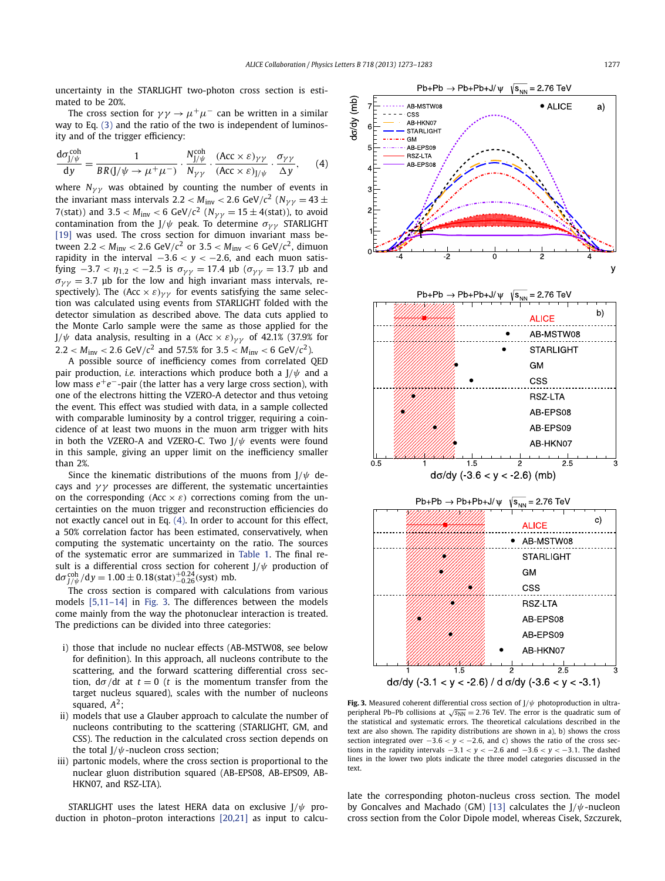uncertainty in the STARLIGHT two-photon cross section is estimated to be 20%.

The cross section for $\gamma\gamma \to \mu^+\mu^-$ can be written in a similar way to Eq. (3) and the ratio of the two is independent of luminosity and of the trigger efficiency:

$$\frac{d\sigma^{coh}_{J/\psi}}{dy} = \frac{1}{BR(J/\psi \to \mu^+\mu^-)} \cdot \frac{N^{coh}_{J/\psi}}{N_{\gamma\gamma}} \cdot \frac{(Acc \times \varepsilon)_{\gamma\gamma}}{(Acc \times \varepsilon)_{J/\psi}} \cdot \frac{\sigma_{\gamma\gamma}}{\Delta y}, \quad (4)$$

where $N_{\gamma\gamma}$ was obtained by counting the number of events in the invariant mass intervals $2.2 < M_{inv} < 2.6$ GeV/$c^2$ ($N_{\gamma\gamma} = 43 \pm 7$(stat)) and $3.5 < M_{inv} < 6$ GeV/$c^2$ ($N_{\gamma\gamma} = 15 \pm 4$(stat)), to avoid contamination from the J/$\psi$ peak. To determine $\sigma_{\gamma\gamma}$ STARLIGHT [19] was used. The cross section for dimuon invariant mass between $2.2 < M_{inv} < 2.6$ GeV/$c^2$ or $3.5 < M_{inv} < 6$ GeV/$c^2$, dimuon rapidity in the interval $-3.6 < y < -2.6$, and each muon satisfying $-3.7 < \eta_{1,2} < -2.5$ is $\sigma_{\gamma\gamma} = 17.4$ μb ($\sigma_{\gamma\gamma} = 13.7$ μb and $\sigma_{\gamma\gamma} = 3.7$ μb for the low and high invariant mass intervals, respectively). The $(Acc \times \varepsilon)_{\gamma\gamma}$ for events satisfying the same selection was calculated using events from STARLIGHT folded with the detector simulation as described above. The data cuts applied to the Monte Carlo sample were the same as those applied for the J/$\psi$ data analysis, resulting in a $(Acc \times \varepsilon)_{\gamma\gamma}$ of 42.1% (37.9% for $2.2 < M_{inv} < 2.6$ GeV/$c^2$ and 57.5% for $3.5 < M_{inv} < 6$ GeV/$c^2$).

A possible source of inefficiency comes from correlated QED pair production, *i.e.* interactions which produce both a J/$\psi$ and a low mass $e^+e^-$-pair (the latter has a very large cross section), with one of the electrons hitting the VZERO-A detector and thus vetoing the event. This effect was studied with data, in a sample collected with comparable luminosity by a control trigger, requiring a coincidence of at least two muons in the muon arm trigger with hits in both the VZERO-A and VZERO-C. Two J/$\psi$ events were found in this sample, giving an upper limit on the inefficiency smaller than 2%.

Since the kinematic distributions of the muons from J/$\psi$ decays and $\gamma\gamma$ processes are different, the systematic uncertainties on the corresponding $(Acc \times \varepsilon)$ corrections coming from the uncertainties on the muon trigger and reconstruction efficiencies do not exactly cancel out in Eq. (4). In order to account for this effect, a 50% correlation factor has been estimated, conservatively, when computing the systematic uncertainty on the ratio. The sources of the systematic error are summarized in Table 1. The final result is a differential cross section for coherent J/$\psi$ production of $d\sigma^{coh}_{J/\psi}/dy = 1.00 \pm 0.18(\text{stat})^{+0.24}_{-0.26}(\text{syst})$ mb.

The cross section is compared with calculations from various models [5,11–14] in Fig. 3. The differences between the models come mainly from the way the photonuclear interaction is treated. The predictions can be divided into three categories:

i) those that include no nuclear effects (AB-MSTW08, see below for definition). In this approach, all nucleons contribute to the scattering, and the forward scattering differential cross section, $d\sigma/dt$ at $t = 0$ ($t$ is the momentum transfer from the target nucleus squared), scales with the number of nucleons squared, $A^2$;

ii) models that use a Glauber approach to calculate the number of nucleons contributing to the scattering (STARLIGHT, GM, and CSS). The reduction in the calculated cross section depends on the total J/$\psi$-nucleon cross section;

iii) partonic models, where the cross section is proportional to the nuclear gluon distribution squared (AB-EPS08, AB-EPS09, AB-HKN07, and RSZ-LTA).

STARLIGHT uses the latest HERA data on exclusive J/$\psi$ production in photon–proton interactions [20,21] as input to calculate the corresponding photon-nucleus cross section. The model by Goncalves and Machado (GM) [13] calculates the J/$\psi$-nucleon cross section from the Color Dipole model, whereas Cisek, Szczurek,

**Fig. 3.** Measured coherent differential cross section of J/$\psi$ photoproduction in ultra-peripheral Pb–Pb collisions at $\sqrt{s_{NN}} = 2.76$ TeV. The error is the quadratic sum of the statistical and systematic errors. The theoretical calculations described in the text are also shown. The rapidity distributions are shown in a), b) shows the cross section integrated over $-3.6 < y < -2.6$, and c) shows the ratio of the cross sections in the rapidity intervals $-3.1 < y < -2.6$ and $-3.6 < y < -3.1$. The dashed lines in the lower two plots indicate the three model categories discussed in the text.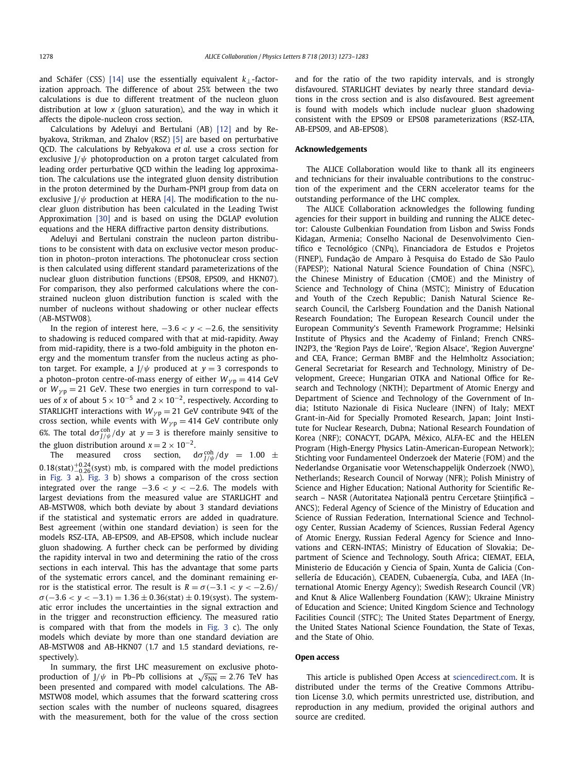and Schäfer (CSS) [14] use the essentially equivalent $k_\perp$-factorization approach. The difference of about 25% between the two calculations is due to different treatment of the nucleon gluon distribution at low $x$ (gluon saturation), and the way in which it affects the dipole-nucleon cross section.

Calculations by Adeluyi and Bertulani (AB) [12] and by Rebyakova, Strikman, and Zhalov (RSZ) [5] are based on perturbative QCD. The calculations by Rebyakova *et al.* use a cross section for exclusive $J/\psi$ photoproduction on a proton target calculated from leading order perturbative QCD within the leading log approximation. The calculations use the integrated gluon density distribution in the proton determined by the Durham-PNPI group from data on exclusive $J/\psi$ production at HERA [4]. The modification to the nuclear gluon distribution has been calculated in the Leading Twist Approximation [30] and is based on using the DGLAP evolution equations and the HERA diffractive parton density distributions.

Adeluyi and Bertulani constrain the nucleon parton distributions to be consistent with data on exclusive vector meson production in photon–proton interactions. The photonuclear cross section is then calculated using different standard parameterizations of the nuclear gluon distribution functions (EPS08, EPS09, and HKN07). For comparison, they also performed calculations where the constrained nucleon gluon distribution function is scaled with the number of nucleons without shadowing or other nuclear effects (AB-MSTW08).

In the region of interest here, $-3.6 < y < -2.6$, the sensitivity to shadowing is reduced compared with that at mid-rapidity. Away from mid-rapidity, there is a two-fold ambiguity in the photon energy and the momentum transfer from the nucleus acting as photon target. For example, a $J/\psi$ produced at $y = 3$ corresponds to a photon–proton centre-of-mass energy of either $W_{\gamma p} = 414$ GeV or $W_{\gamma p} = 21$ GeV. These two energies in turn correspond to values of $x$ of about $5 \times 10^{-5}$ and $2 \times 10^{-2}$, respectively. According to STARLIGHT interactions with $W_{\gamma p} = 21$ GeV contribute 94% of the cross section, while events with $W_{\gamma p} = 414$ GeV contribute only 6%. The total $\mathrm{d}\sigma^{\mathrm{coh}}_{J/\psi}/\mathrm{d}y$ at $y = 3$ is therefore mainly sensitive to the gluon distribution around $x = 2 \times 10^{-2}$.

The measured cross section, $\mathrm{d}\sigma^{\mathrm{coh}}_{J/\psi}/\mathrm{d}y = 1.00 \pm 0.18(\mathrm{stat})^{+0.24}_{-0.26}(\mathrm{syst})$ mb, is compared with the model predictions in Fig. 3 a). Fig. 3 b) shows a comparison of the cross section integrated over the range $-3.6 < y < -2.6$. The models with largest deviations from the measured value are STARLIGHT and AB-MSTW08, which both deviate by about 3 standard deviations if the statistical and systematic errors are added in quadrature. Best agreement (within one standard deviation) is seen for the models RSZ-LTA, AB-EPS09, and AB-EPS08, which include nuclear gluon shadowing. A further check can be performed by dividing the rapidity interval in two and determining the ratio of the cross sections in each interval. This has the advantage that some parts of the systematic errors cancel, and the dominant remaining error is the statistical error. The result is $R = \sigma(-3.1 < y < -2.6)/\sigma(-3.6 < y < -3.1) = 1.36 \pm 0.36(\mathrm{stat}) \pm 0.19(\mathrm{syst})$. The systematic error includes the uncertainties in the signal extraction and in the trigger and reconstruction efficiency. The measured ratio is compared with that from the models in Fig. 3 c). The only models which deviate by more than one standard deviation are AB-MSTW08 and AB-HKN07 (1.7 and 1.5 standard deviations, respectively).

In summary, the first LHC measurement on exclusive photoproduction of $J/\psi$ in Pb–Pb collisions at $\sqrt{s_{\mathrm{NN}}} = 2.76$ TeV has been presented and compared with model calculations. The AB-MSTW08 model, which assumes that the forward scattering cross section scales with the number of nucleons squared, disagrees with the measurement, both for the value of the cross section and for the ratio of the two rapidity intervals, and is strongly disfavoured. STARLIGHT deviates by nearly three standard deviations in the cross section and is also disfavoured. Best agreement is found with models which include nuclear gluon shadowing consistent with the EPS09 or EPS08 parameterizations (RSZ-LTA, AB-EPS09, and AB-EPS08).

## Acknowledgements

The ALICE Collaboration would like to thank all its engineers and technicians for their invaluable contributions to the construction of the experiment and the CERN accelerator teams for the outstanding performance of the LHC complex.

The ALICE Collaboration acknowledges the following funding agencies for their support in building and running the ALICE detector: Calouste Gulbenkian Foundation from Lisbon and Swiss Fonds Kidagan, Armenia; Conselho Nacional de Desenvolvimento Científico e Tecnológico (CNPq), Financiadora de Estudos e Projetos (FINEP), Fundação de Amparo à Pesquisa do Estado de São Paulo (FAPESP); National Natural Science Foundation of China (NSFC), the Chinese Ministry of Education (CMOE) and the Ministry of Science and Technology of China (MSTC); Ministry of Education and Youth of the Czech Republic; Danish Natural Science Research Council, the Carlsberg Foundation and the Danish National Research Foundation; The European Research Council under the European Community's Seventh Framework Programme; Helsinki Institute of Physics and the Academy of Finland; French CNRS-IN2P3, the 'Region Pays de Loire', 'Region Alsace', 'Region Auvergne' and CEA, France; German BMBF and the Helmholtz Association; General Secretariat for Research and Technology, Ministry of Development, Greece; Hungarian OTKA and National Office for Research and Technology (NKTH); Department of Atomic Energy and Department of Science and Technology of the Government of India; Istituto Nazionale di Fisica Nucleare (INFN) of Italy; MEXT Grant-in-Aid for Specially Promoted Research, Japan; Joint Institute for Nuclear Research, Dubna; National Research Foundation of Korea (NRF); CONACYT, DGAPA, México, ALFA-EC and the HELEN Program (High-Energy Physics Latin-American-European Network); Stichting voor Fundamenteel Onderzoek der Materie (FOM) and the Nederlandse Organisatie voor Wetenschappelijk Onderzoek (NWO), Netherlands; Research Council of Norway (NFR); Polish Ministry of Science and Higher Education; National Authority for Scientific Research – NASR (Autoritatea Națională pentru Cercetare Ştiinţifică – ANCS); Federal Agency of Science of the Ministry of Education and Science of Russian Federation, International Science and Technology Center, Russian Academy of Sciences, Russian Federal Agency of Atomic Energy, Russian Federal Agency for Science and Innovations and CERN-INTAS; Ministry of Education of Slovakia; Department of Science and Technology, South Africa; CIEMAT, EELA, Ministerio de Educación y Ciencia of Spain, Xunta de Galicia (Consellería de Educación), CEADEN, Cubaenergía, Cuba, and IAEA (International Atomic Energy Agency); Swedish Research Council (VR) and Knut & Alice Wallenberg Foundation (KAW); Ukraine Ministry of Education and Science; United Kingdom Science and Technology Facilities Council (STFC); The United States Department of Energy, the United States National Science Foundation, the State of Texas, and the State of Ohio.

## Open access

This article is published Open Access at sciencedirect.com. It is distributed under the terms of the Creative Commons Attribution License 3.0, which permits unrestricted use, distribution, and reproduction in any medium, provided the original authors and source are credited.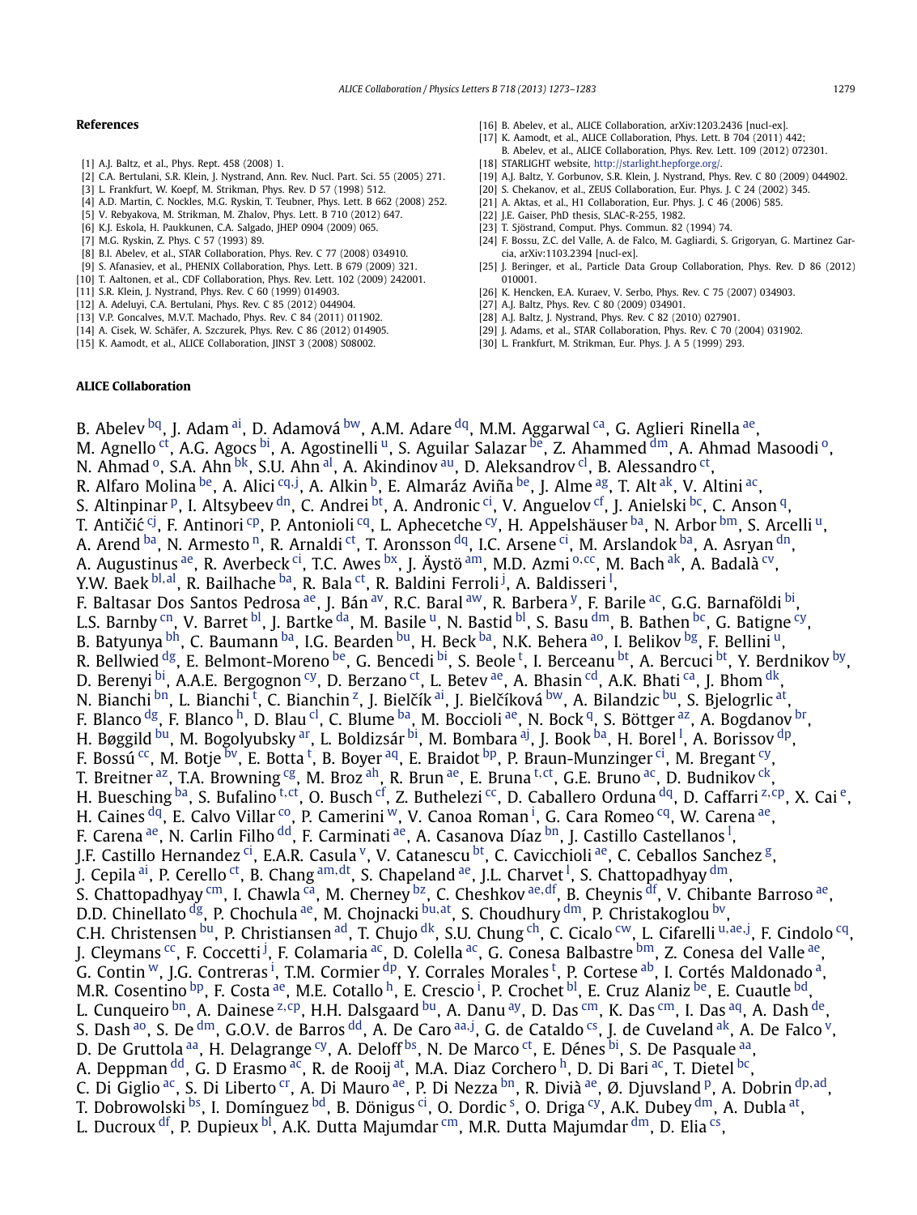## References

[1] A.J. Baltz, et al., Phys. Rept. 458 (2008) 1.
[2] C.A. Bertulani, S.R. Klein, J. Nystrand, Ann. Rev. Nucl. Part. Sci. 55 (2005) 271.
[3] L. Frankfurt, W. Koepf, M. Strikman, Phys. Rev. D 57 (1998) 512.
[4] A.D. Martin, C. Nockles, M.G. Ryskin, T. Teubner, Phys. Lett. B 662 (2008) 252.
[5] V. Rebyakova, M. Strikman, M. Zhalov, Phys. Lett. B 710 (2012) 647.
[6] K.J. Eskola, H. Paukkunen, C.A. Salgado, JHEP 0904 (2009) 065.
[7] M.G. Ryskin, Z. Phys. C 57 (1993) 89.
[8] B.I. Abelev, et al., STAR Collaboration, Phys. Rev. C 77 (2008) 034910.
[9] S. Afanasiev, et al., PHENIX Collaboration, Phys. Lett. B 679 (2009) 321.
[10] T. Aaltonen, et al., CDF Collaboration, Phys. Rev. Lett. 102 (2009) 242001.
[11] S.R. Klein, J. Nystrand, Phys. Rev. C 60 (1999) 014903.
[12] A. Adeluyi, C.A. Bertulani, Phys. Rev. C 85 (2012) 044904.
[13] V.P. Goncalves, M.V.T. Machado, Phys. Rev. C 84 (2011) 011902.
[14] A. Cisek, W. Schäfer, A. Szczurek, Phys. Rev. C 86 (2012) 014905.
[15] K. Aamodt, et al., ALICE Collaboration, JINST 3 (2008) S08002.
[16] B. Abelev, et al., ALICE Collaboration, arXiv:1203.2436 [nucl-ex].
[17] K. Aamodt, et al., ALICE Collaboration, Phys. Lett. B 704 (2011) 442; B. Abelev, et al., ALICE Collaboration, Phys. Rev. Lett. 109 (2012) 072301.
[18] STARLIGHT website, http://starlight.hepforge.org/.
[19] A.J. Baltz, Y. Gorbunov, S.R. Klein, J. Nystrand, Phys. Rev. C 80 (2009) 044902.
[20] S. Chekanov, et al., ZEUS Collaboration, Eur. Phys. J. C 24 (2002) 345.
[21] A. Aktas, et al., H1 Collaboration, Eur. Phys. J. C 46 (2006) 585.
[22] J.E. Gaiser, PhD thesis, SLAC-R-255, 1982.
[23] T. Sjöstrand, Comput. Phys. Commun. 82 (1994) 74.
[24] F. Bossu, Z.C. del Valle, A. de Falco, M. Gagliardi, S. Grigoryan, G. Martinez Garcia, arXiv:1103.2394 [nucl-ex].
[25] J. Beringer, et al., Particle Data Group Collaboration, Phys. Rev. D 86 (2012) 010001.
[26] K. Hencken, E.A. Kuraev, V. Serbo, Phys. Rev. C 75 (2007) 034903.
[27] A.J. Baltz, Phys. Rev. C 80 (2009) 034901.
[28] A.J. Baltz, J. Nystrand, Phys. Rev. C 82 (2010) 027901.
[29] J. Adams, et al., STAR Collaboration, Phys. Rev. C 70 (2004) 031902.
[30] L. Frankfurt, M. Strikman, Eur. Phys. J. A 5 (1999) 293.

## ALICE Collaboration

B. Abelev [bq], J. Adam [ai], D. Adamová [bw], A.M. Adare [dq], M.M. Aggarwal [ca], G. Aglieri Rinella [ae], M. Agnello [ct], A.G. Agocs [bi], A. Agostinelli [u], S. Aguilar Salazar [be], Z. Ahammed [dm], A. Ahmad Masoodi [o], N. Ahmad [o], S.A. Ahn [bk], S.U. Ahn [al], A. Akindinov [au], D. Aleksandrov [cl], B. Alessandro [ct], R. Alfaro Molina [be], A. Alici [cq,j], A. Alkin [b], E. Almaráz Aviña [be], J. Alme [ag], T. Alt [ak], V. Altini [ac], S. Altinpinar [p], I. Altsybeev [dn], C. Andrei [bt], A. Andronic [ci], V. Anguelov [cf], J. Anielski [bc], C. Anson [q], T. Antičić [cj], F. Antinori [cp], P. Antonioli [cq], L. Aphecetche [cy], H. Appelshäuser [ba], N. Arbor [bm], S. Arcelli [u], A. Arend [ba], N. Armesto [n], R. Arnaldi [ct], T. Aronsson [dq], I.C. Arsene [ci], M. Arslandok [ba], A. Asryan [dn], A. Augustinus [ae], R. Averbeck [ci], T.C. Awes [bx], J. Äystö [am], M.D. Azmi [o,cc], M. Bach [ak], A. Badalà [cv], Y.W. Baek [bl,al], R. Bailhache [ba], R. Bala [ct], R. Baldini Ferroli [j], A. Baldisseri [l], F. Baltasar Dos Santos Pedrosa [ae], J. Bán [av], R.C. Baral [aw], R. Barbera [y], F. Barile [ac], G.G. Barnaföldi [bi], L.S. Barnby [cn], V. Barret [bl], J. Bartke [da], M. Basile [u], N. Bastid [bl], S. Basu [dm], B. Bathen [bc], G. Batigne [cy], B. Batyunya [bh], C. Baumann [ba], I.G. Bearden [bu], H. Beck [ba], N.K. Behera [ao], I. Belikov [bg], F. Bellini [u], R. Bellwied [dg], E. Belmont-Moreno [be], G. Bencedi [bi], S. Beole [t], I. Berceanu [bt], A. Bercuci [bt], Y. Berdnikov [by], D. Berenyi [bi], A.A.E. Bergognon [cy], D. Berzano [ct], L. Betev [ae], A. Bhasin [cd], A.K. Bhati [ca], J. Bhom [dk], N. Bianchi [bn], L. Bianchi [t], C. Bianchin [z], J. Bielčík [ai], J. Bielčíková [bw], A. Bilandzic [bu], S. Bjelogrlic [at], F. Blanco [dg], F. Blanco [h], D. Blau [cl], C. Blume [ba], M. Boccioli [ae], N. Bock [q], S. Böttger [az], A. Bogdanov [br], H. Bøggild [bu], M. Bogolyubsky [ar], L. Boldizsár [bi], M. Bombara [aj], J. Book [ba], H. Borel [l], A. Borissov [dp], F. Bossú [cc], M. Botje [bv], E. Botta [t], B. Boyer [aq], E. Braidot [bp], P. Braun-Munzinger [ci], M. Bregant [cy], T. Breitner [az], T.A. Browning [cg], M. Broz [ah], R. Brun [ae], E. Bruna [t,ct], G.E. Bruno [ac], D. Budnikov [ck], H. Buesching [ba], S. Bufalino [t,ct], O. Busch [cf], Z. Buthelezi [cc], D. Caballero Orduna [dq], D. Caffarri [z,cp], X. Cai [e], H. Caines [dq], E. Calvo Villar [co], P. Camerini [w], V. Canoa Roman [i], G. Cara Romeo [cq], W. Carena [ae], F. Carena [ae], N. Carlin Filho [dd], F. Carminati [ae], A. Casanova Díaz [bn], J. Castillo Castellanos [l], J.F. Castillo Hernandez [ci], E.A.R. Casula [v], V. Catanescu [bt], C. Cavicchioli [ae], C. Ceballos Sanchez [g], J. Cepila [ai], P. Cerello [ct], B. Chang [am,dt], S. Chapeland [ae], J.L. Charvet [l], S. Chattopadhyay [dm], S. Chattopadhyay [cm], I. Chawla [ca], M. Cherney [bz], C. Cheshkov [ae,df], B. Cheynis [df], V. Chibante Barroso [ae], D.D. Chinellato [dg], P. Chochula [ae], M. Chojnacki [bu,at], S. Choudhury [dm], P. Christakoglou [bv], C.H. Christensen [bu], P. Christiansen [ad], T. Chujo [dk], S.U. Chung [ch], C. Cicalo [cw], L. Cifarelli [u,ae,j], F. Cindolo [cq], J. Cleymans [cc], F. Coccetti [j], F. Colamaria [ac], D. Colella [ac], G. Conesa Balbastre [bm], Z. Conesa del Valle [ae], G. Contin [w], J.G. Contreras [i], T.M. Cormier [dp], Y. Corrales Morales [t], P. Cortese [ab], I. Cortés Maldonado [a], M.R. Cosentino [bp], F. Costa [ae], M.E. Cotallo [h], E. Crescio [i], P. Crochet [bl], E. Cruz Alaniz [be], E. Cuautle [bd], L. Cunqueiro [bn], A. Dainese [z,cp], H.H. Dalsgaard [bu], A. Danu [ay], D. Das [cm], K. Das [cm], I. Das [aq], A. Dash [de], S. Dash [ao], S. De [dm], G.O.V. de Barros [dd], A. De Caro [aa,j], G. de Cataldo [cs], J. de Cuveland [ak], A. De Falco [v], D. De Gruttola [aa], H. Delagrange [cy], A. Deloff [bs], N. De Marco [ct], E. Dénes [bi], S. De Pasquale [aa], A. Deppman [dd], G. D Erasmo [ac], R. de Rooij [at], M.A. Diaz Corchero [h], D. Di Bari [ac], T. Dietel [bc], C. Di Giglio [ac], S. Di Liberto [cr], A. Di Mauro [ae], P. Di Nezza [bn], R. Divià [ae], Ø. Djuvsland [p], A. Dobrin [dp,ad], T. Dobrowolski [bs], I. Domínguez [bd], B. Dönigus [ci], O. Dordic [s], O. Driga [cy], A.K. Dubey [dm], A. Dubla [at], L. Ducroux [df], P. Dupieux [bl], A.K. Dutta Majumdar [cm], M.R. Dutta Majumdar [dm], D. Elia [cs],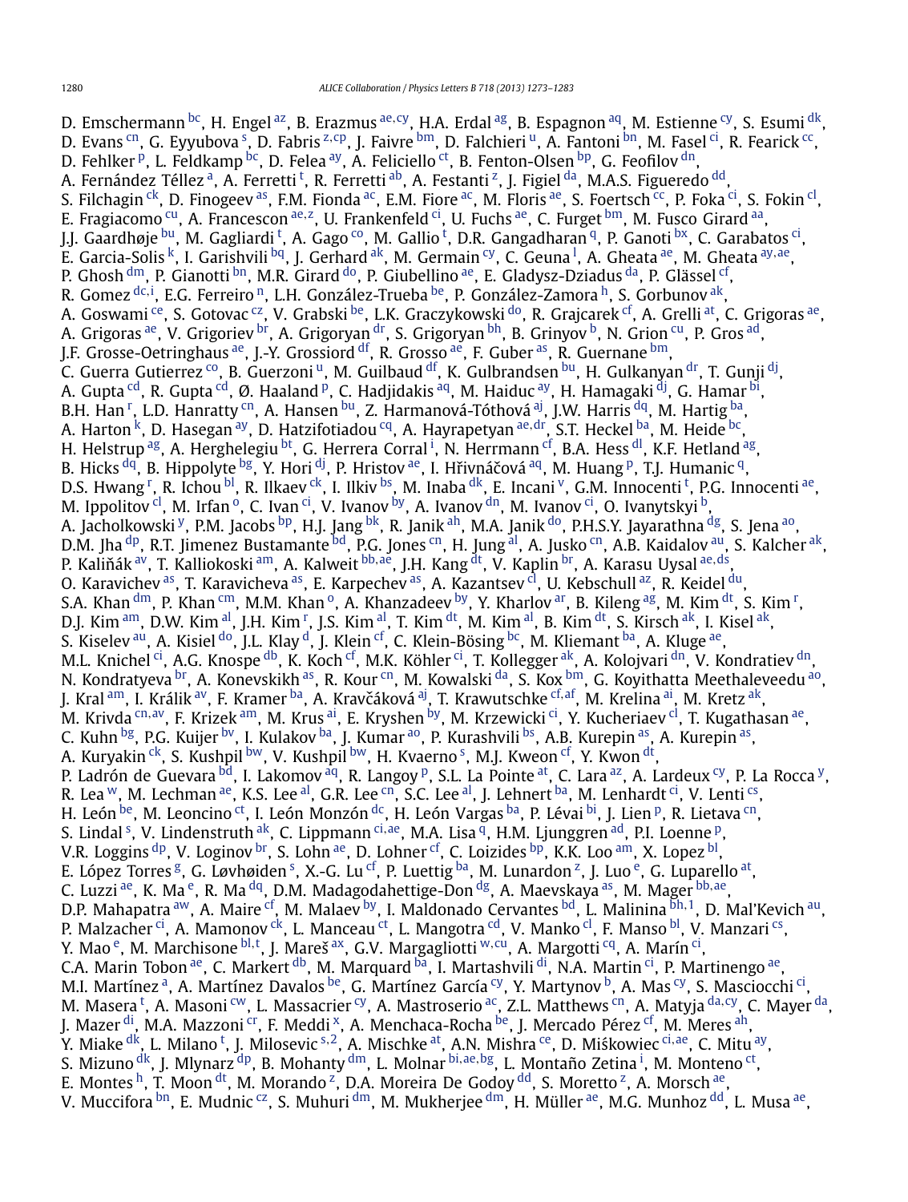D. Emschermann [bc], H. Engel [az], B. Erazmus [ae,cy], H.A. Erdal [ag], B. Espagnon [aq], M. Estienne [cy], S. Esumi [dk], D. Evans [cn], G. Eyyubova [s], D. Fabris [z,cp], J. Faivre [bm], D. Falchieri [u], A. Fantoni [bn], M. Fasel [ci], R. Fearick [cc], D. Fehlker [p], L. Feldkamp [bc], D. Felea [ay], A. Feliciello [ct], B. Fenton-Olsen [bp], G. Feofilov [dn], A. Fernández Téllez [a], A. Ferretti [t], R. Ferretti [ab], A. Festanti [z], J. Figiel [da], M.A.S. Figueredo [dd], S. Filchagin [ck], D. Finogeev [as], F.M. Fionda [ac], E.M. Fiore [ac], M. Floris [ae], S. Foertsch [cc], P. Foka [ci], S. Fokin [cl], E. Fragiacomo [cu], A. Francescon [ae,z], U. Frankenfeld [ci], U. Fuchs [ae], C. Furget [bm], M. Fusco Girard [aa], J.J. Gaardhøje [bu], M. Gagliardi [t], A. Gago [co], M. Gallio [t], D.R. Gangadharan [q], P. Ganoti [bx], C. Garabatos [ci], E. Garcia-Solis [k], I. Garishvili [bq], J. Gerhard [ak], M. Germain [cy], C. Geuna [l], A. Gheata [ae], M. Gheata [ay,ae], P. Ghosh [dm], P. Gianotti [bn], M.R. Girard [do], P. Giubellino [ae], E. Gladysz-Dziadus [da], P. Glässel [cf], R. Gomez [dc,i], E.G. Ferreiro [n], L.H. González-Trueba [be], P. González-Zamora [h], S. Gorbunov [ak], A. Goswami [ce], S. Gotovac [cz], V. Grabski [be], L.K. Graczykowski [do], R. Grajcarek [cf], A. Grelli [at], C. Grigoras [ae], A. Grigoras [ae], V. Grigoriev [br], A. Grigoryan [dr], S. Grigoryan [bh], B. Grinyov [b], N. Grion [cu], P. Gros [ad], J.F. Grosse-Oetringhaus [ae], J.-Y. Grossiord [df], R. Grosso [ae], F. Guber [as], R. Guernane [bm], C. Guerra Gutierrez [co], B. Guerzoni [u], M. Guilbaud [df], K. Gulbrandsen [bu], H. Gulkanyan [dr], T. Gunji [dj], A. Gupta [cd], R. Gupta [cd], Ø. Haaland [p], C. Hadjidakis [aq], M. Haiduc [ay], H. Hamagaki [dj], G. Hamar [bi], B.H. Han [r], L.D. Hanratty [cn], A. Hansen [bu], Z. Harmanová-Tóthová [aj], J.W. Harris [dq], M. Hartig [ba], A. Harton [k], D. Hasegan [ay], D. Hatzifotiadou [cq], A. Hayrapetyan [ae,dr], S.T. Heckel [ba], M. Heide [bc], H. Helstrup [ag], A. Herghelegiu [bt], G. Herrera Corral [i], N. Herrmann [cf], B.A. Hess [dl], K.F. Hetland [ag], B. Hicks [dq], B. Hippolyte [bg], Y. Hori [dj], P. Hristov [ae], I. Hřivnáčová [aq], M. Huang [p], T.J. Humanic [q], D.S. Hwang [r], R. Ichou [bl], R. Ilkaev [ck], I. Ilkiv [bs], M. Inaba [dk], E. Incani [v], G.M. Innocenti [t], P.G. Innocenti [ae], M. Ippolitov [cl], M. Irfan [o], C. Ivan [ci], V. Ivanov [by], A. Ivanov [dn], M. Ivanov [ci], O. Ivanytskyi [b], A. Jacholkowski [y], P.M. Jacobs [bp], H.J. Jang [bk], R. Janik [ah], M.A. Janik [do], P.H.S.Y. Jayarathna [dg], S. Jena [ao], D.M. Jha [dp], R.T. Jimenez Bustamante [bd], P.G. Jones [cn], H. Jung [al], A. Jusko [cn], A.B. Kaidalov [au], S. Kalcher [ak], P. Kaliňák [av], T. Kalliokoski [am], A. Kalweit [bb,ae], J.H. Kang [dt], V. Kaplin [br], A. Karasu Uysal [ae,ds], O. Karavichev [as], T. Karavicheva [as], E. Karpechev [as], A. Kazantsev [cl], U. Kebschull [az], R. Keidel [du], S.A. Khan [dm], P. Khan [cm], M.M. Khan [o], A. Khanzadeev [by], Y. Kharlov [ar], B. Kileng [ag], M. Kim [dt], S. Kim [r], D.J. Kim [am], D.W. Kim [al], J.H. Kim [r], J.S. Kim [al], T. Kim [dt], M. Kim [al], B. Kim [dt], S. Kirsch [ak], I. Kisel [ak], S. Kiselev [au], A. Kisiel [do], J.L. Klay [d], J. Klein [cf], C. Klein-Bösing [bc], M. Kliemant [ba], A. Kluge [ae], M.L. Knichel [ci], A.G. Knospe [db], K. Koch [cf], M.K. Köhler [ci], T. Kollegger [ak], A. Kolojvari [dn], V. Kondratiev [dn], N. Kondratyeva [br], A. Konevskikh [as], R. Kour [cn], M. Kowalski [da], S. Kox [bm], G. Koyithatta Meethaleveedu [ao], J. Kral [am], I. Králik [av], F. Kramer [ba], A. Kravčáková [aj], T. Krawutschke [cf,af], M. Krelina [ai], M. Kretz [ak], M. Krivda [cn,av], F. Krizek [am], M. Krus [ai], E. Kryshen [by], M. Krzewicki [ci], Y. Kucheriaev [cl], T. Kugathasan [ae], C. Kuhn [bg], P.G. Kuijer [bv], I. Kulakov [ba], J. Kumar [ao], P. Kurashvili [bs], A.B. Kurepin [as], A. Kurepin [as], A. Kuryakin [ck], S. Kushpil [bw], V. Kushpil [bw], H. Kvaerno [s], M.J. Kweon [cf], Y. Kwon [dt], P. Ladrón de Guevara [bd], I. Lakomov [aq], R. Langoy [p], S.L. La Pointe [at], C. Lara [az], A. Lardeux [cy], P. La Rocca [y], R. Lea [w], M. Lechman [ae], K.S. Lee [al], G.R. Lee [cn], S.C. Lee [al], J. Lehnert [ba], M. Lenhardt [ci], V. Lenti [cs], H. León [be], M. Leoncino [ct], I. León Monzón [dc], H. León Vargas [ba], P. Lévai [bi], J. Lien [p], R. Lietava [cn], S. Lindal [s], V. Lindenstruth [ak], C. Lippmann [ci,ae], M.A. Lisa [q], H.M. Ljunggren [ad], P.I. Loenne [p], V.R. Loggins [dp], V. Loginov [br], S. Lohn [ae], D. Lohner [cf], C. Loizides [bp], K.K. Loo [am], X. Lopez [bl], E. López Torres [g], G. Løvhøiden [s], X.-G. Lu [cf], P. Luettig [ba], M. Lunardon [z], J. Luo [e], G. Luparello [at], C. Luzzi [ae], K. Ma [e], R. Ma [dq], D.M. Madagodahettige-Don [dg], A. Maevskaya [as], M. Mager [bb,ae], D.P. Mahapatra [aw], A. Maire [cf], M. Malaev [by], I. Maldonado Cervantes [bd], L. Malinina [bh,1], D. Mal'Kevich [au], P. Malzacher [ci], A. Mamonov [ck], L. Manceau [ct], L. Mangotra [cd], V. Manko [cl], F. Manso [bl], V. Manzari [cs], Y. Mao [e], M. Marchisone [bl,t], J. Mareš [ax], G.V. Margagliotti [w,cu], A. Margotti [cq], A. Marín [ci], C.A. Marin Tobon [ae], C. Markert [db], M. Marquard [ba], I. Martashvili [di], N.A. Martin [ci], P. Martinengo [ae], M.I. Martínez [a], A. Martínez Davalos [be], G. Martínez García [cy], Y. Martynov [b], A. Mas [cy], S. Masciocchi [ci], M. Masera [t], A. Masoni [cw], L. Massacrier [cy], A. Mastroserio [ac], Z.L. Matthews [cn], A. Matyja [da,cy], C. Mayer [da], J. Mazer [di], M.A. Mazzoni [cr], F. Meddi [x], A. Menchaca-Rocha [be], J. Mercado Pérez [cf], M. Meres [ah], Y. Miake [dk], L. Milano [t], J. Milosevic [s,2], A. Mischke [at], A.N. Mishra [ce], D. Miśkowiec [ci,ae], C. Mitu [ay], S. Mizuno [dk], J. Mlynarz [dp], B. Mohanty [dm], L. Molnar [bi,ae,bg], L. Montaño Zetina [i], M. Monteno [ct], E. Montes [h], T. Moon [dt], M. Morando [z], D.A. Moreira De Godoy [dd], S. Moretto [z], A. Morsch [ae], V. Muccifora [bn], E. Mudnic [cz], S. Muhuri [dm], M. Mukherjee [dm], H. Müller [ae], M.G. Munhoz [dd], L. Musa [ae],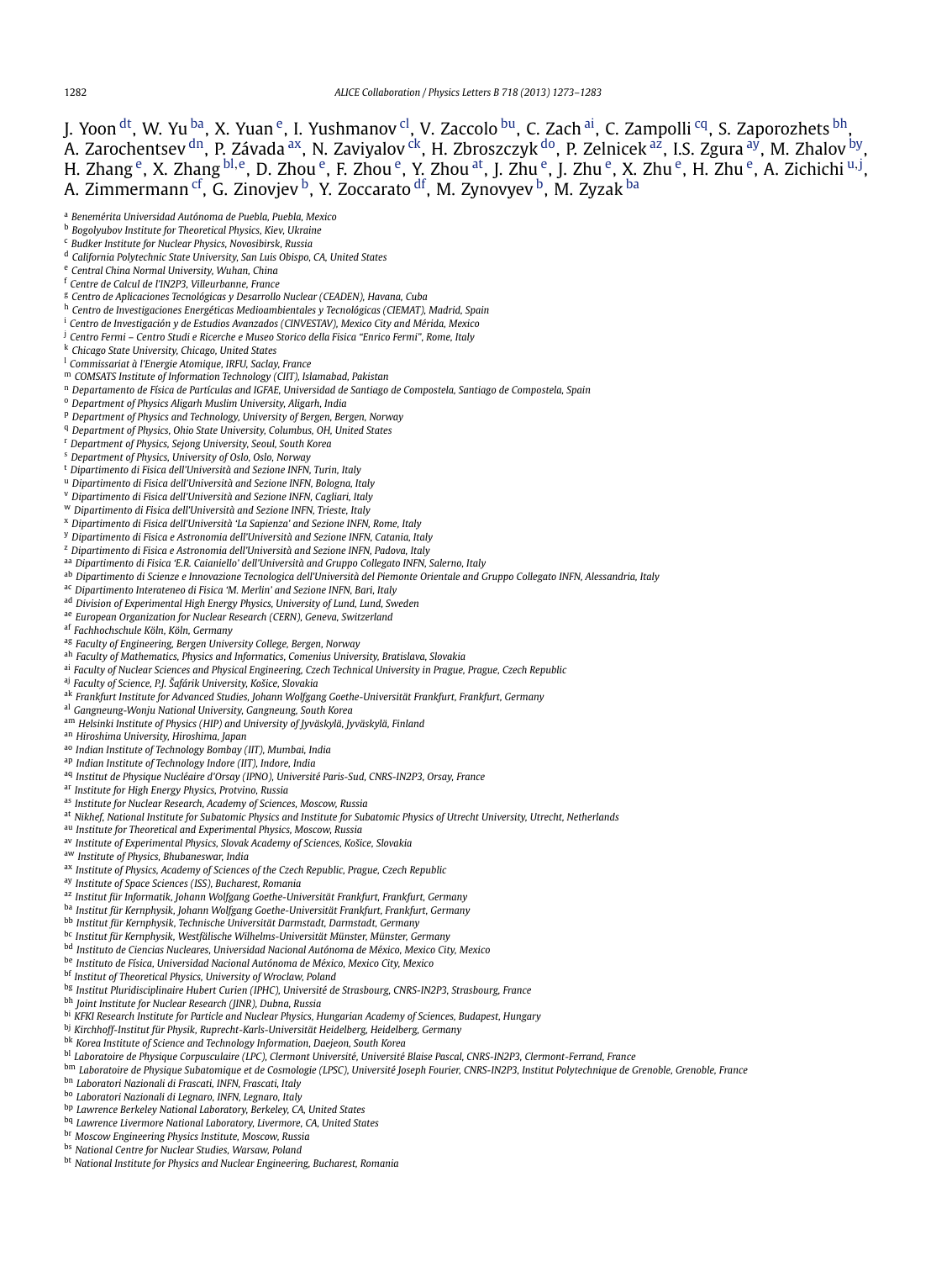J. Yoon [dt], W. Yu [ba], X. Yuan [e], I. Yushmanov [cl], V. Zaccolo [bu], C. Zach [ai], C. Zampolli [cq], S. Zaporozhets [bh], A. Zarochentsev [dn], P. Závada [ax], N. Zaviyalov [ck], H. Zbroszczyk [do], P. Zelnicek [az], I.S. Zgura [ay], M. Zhalov [by], H. Zhang [e], X. Zhang [bl,e], D. Zhou [e], F. Zhou [e], Y. Zhou [at], J. Zhu [e], J. Zhu [e], X. Zhu [e], H. Zhu [e], A. Zichichi [u,j], A. Zimmermann [cf], G. Zinovjev [b], Y. Zoccarato [df], M. Zynovyev [b], M. Zyzak [ba]

[a] Benemérita Universidad Autónoma de Puebla, Puebla, Mexico
[b] Bogolyubov Institute for Theoretical Physics, Kiev, Ukraine
[c] Budker Institute for Nuclear Physics, Novosibirsk, Russia
[d] California Polytechnic State University, San Luis Obispo, CA, United States
[e] Central China Normal University, Wuhan, China
[f] Centre de Calcul de l'IN2P3, Villeurbanne, France
[g] Centro de Aplicaciones Tecnológicas y Desarrollo Nuclear (CEADEN), Havana, Cuba
[h] Centro de Investigaciones Energéticas Medioambientales y Tecnológicas (CIEMAT), Madrid, Spain
[i] Centro de Investigación y de Estudios Avanzados (CINVESTAV), Mexico City and Mérida, Mexico
[j] Centro Fermi – Centro Studi e Ricerche e Museo Storico della Fisica "Enrico Fermi", Rome, Italy
[k] Chicago State University, Chicago, United States
[l] Commissariat à l'Energie Atomique, IRFU, Saclay, France
[m] COMSATS Institute of Information Technology (CIIT), Islamabad, Pakistan
[n] Departamento de Física de Partículas and IGFAE, Universidad de Santiago de Compostela, Santiago de Compostela, Spain
[o] Department of Physics Aligarh Muslim University, Aligarh, India
[p] Department of Physics and Technology, University of Bergen, Bergen, Norway
[q] Department of Physics, Ohio State University, Columbus, OH, United States
[r] Department of Physics, Sejong University, Seoul, South Korea
[s] Department of Physics, University of Oslo, Oslo, Norway
[t] Dipartimento di Fisica dell'Università and Sezione INFN, Turin, Italy
[u] Dipartimento di Fisica dell'Università and Sezione INFN, Bologna, Italy
[v] Dipartimento di Fisica dell'Università and Sezione INFN, Cagliari, Italy
[w] Dipartimento di Fisica dell'Università and Sezione INFN, Trieste, Italy
[x] Dipartimento di Fisica dell'Università 'La Sapienza' and Sezione INFN, Rome, Italy
[y] Dipartimento di Fisica e Astronomia dell'Università and Sezione INFN, Catania, Italy
[z] Dipartimento di Fisica e Astronomia dell'Università and Sezione INFN, Padova, Italy
[aa] Dipartimento di Fisica 'E.R. Caianiello' dell'Università and Gruppo Collegato INFN, Salerno, Italy
[ab] Dipartimento di Scienze e Innovazione Tecnologica dell'Università del Piemonte Orientale and Gruppo Collegato INFN, Alessandria, Italy
[ac] Dipartimento Interateneo di Fisica 'M. Merlin' and Sezione INFN, Bari, Italy
[ad] Division of Experimental High Energy Physics, University of Lund, Lund, Sweden
[ae] European Organization for Nuclear Research (CERN), Geneva, Switzerland
[af] Fachhochschule Köln, Köln, Germany
[ag] Faculty of Engineering, Bergen University College, Bergen, Norway
[ah] Faculty of Mathematics, Physics and Informatics, Comenius University, Bratislava, Slovakia
[ai] Faculty of Nuclear Sciences and Physical Engineering, Czech Technical University in Prague, Prague, Czech Republic
[aj] Faculty of Science, P.J. Šafárik University, Košice, Slovakia
[ak] Frankfurt Institute for Advanced Studies, Johann Wolfgang Goethe-Universität Frankfurt, Frankfurt, Germany
[al] Gangneung-Wonju National University, Gangneung, South Korea
[am] Helsinki Institute of Physics (HIP) and University of Jyväskylä, Jyväskylä, Finland
[an] Hiroshima University, Hiroshima, Japan
[ao] Indian Institute of Technology Bombay (IIT), Mumbai, India
[ap] Indian Institute of Technology Indore (IIT), Indore, India
[aq] Institut de Physique Nucléaire d'Orsay (IPNO), Université Paris-Sud, CNRS-IN2P3, Orsay, France
[ar] Institute for High Energy Physics, Protvino, Russia
[as] Institute for Nuclear Research, Academy of Sciences, Moscow, Russia
[at] Nikhef, National Institute for Subatomic Physics and Institute for Subatomic Physics of Utrecht University, Utrecht, Netherlands
[au] Institute for Theoretical and Experimental Physics, Moscow, Russia
[av] Institute of Experimental Physics, Slovak Academy of Sciences, Košice, Slovakia
[aw] Institute of Physics, Bhubaneswar, India
[ax] Institute of Physics, Academy of Sciences of the Czech Republic, Prague, Czech Republic
[ay] Institute of Space Sciences (ISS), Bucharest, Romania
[az] Institut für Informatik, Johann Wolfgang Goethe-Universität Frankfurt, Frankfurt, Germany
[ba] Institut für Kernphysik, Johann Wolfgang Goethe-Universität Frankfurt, Frankfurt, Germany
[bb] Institut für Kernphysik, Technische Universität Darmstadt, Darmstadt, Germany
[bc] Institut für Kernphysik, Westfälische Wilhelms-Universität Münster, Münster, Germany
[bd] Instituto de Ciencias Nucleares, Universidad Nacional Autónoma de México, Mexico City, Mexico
[be] Instituto de Física, Universidad Nacional Autónoma de México, Mexico City, Mexico
[bf] Institut of Theoretical Physics, University of Wroclaw, Poland
[bg] Institut Pluridisciplinaire Hubert Curien (IPHC), Université de Strasbourg, CNRS-IN2P3, Strasbourg, France
[bh] Joint Institute for Nuclear Research (JINR), Dubna, Russia
[bi] KFKI Research Institute for Particle and Nuclear Physics, Hungarian Academy of Sciences, Budapest, Hungary
[bj] Kirchhoff-Institut für Physik, Ruprecht-Karls-Universität Heidelberg, Heidelberg, Germany
[bk] Korea Institute of Science and Technology Information, Daejeon, South Korea
[bl] Laboratoire de Physique Corpusculaire (LPC), Clermont Université, Université Blaise Pascal, CNRS-IN2P3, Clermont-Ferrand, France
[bm] Laboratoire de Physique Subatomique et de Cosmologie (LPSC), Université Joseph Fourier, CNRS-IN2P3, Institut Polytechnique de Grenoble, Grenoble, France
[bn] Laboratori Nazionali di Frascati, INFN, Frascati, Italy
[bo] Laboratori Nazionali di Legnaro, INFN, Legnaro, Italy
[bp] Lawrence Berkeley National Laboratory, Berkeley, CA, United States
[bq] Lawrence Livermore National Laboratory, Livermore, CA, United States
[br] Moscow Engineering Physics Institute, Moscow, Russia
[bs] National Centre for Nuclear Studies, Warsaw, Poland
[bt] National Institute for Physics and Nuclear Engineering, Bucharest, Romania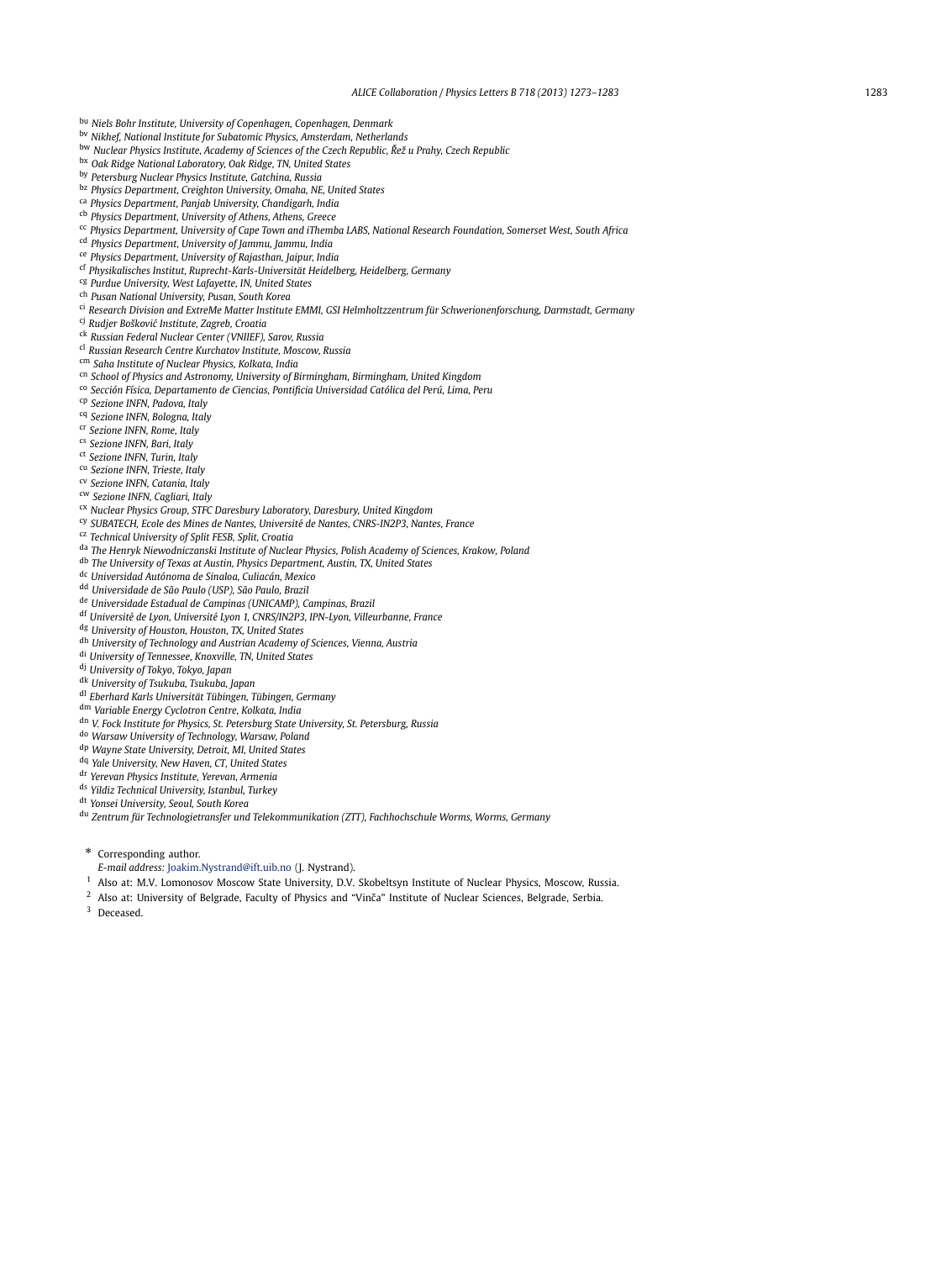[bu] Niels Bohr Institute, University of Copenhagen, Copenhagen, Denmark
[bv] Nikhef, National Institute for Subatomic Physics, Amsterdam, Netherlands
[bw] Nuclear Physics Institute, Academy of Sciences of the Czech Republic, Řež u Prahy, Czech Republic
[bx] Oak Ridge National Laboratory, Oak Ridge, TN, United States
[by] Petersburg Nuclear Physics Institute, Gatchina, Russia
[bz] Physics Department, Creighton University, Omaha, NE, United States
[ca] Physics Department, Panjab University, Chandigarh, India
[cb] Physics Department, University of Athens, Athens, Greece
[cc] Physics Department, University of Cape Town and iThemba LABS, National Research Foundation, Somerset West, South Africa
[cd] Physics Department, University of Jammu, Jammu, India
[ce] Physics Department, University of Rajasthan, Jaipur, India
[cf] Physikalisches Institut, Ruprecht-Karls-Universität Heidelberg, Heidelberg, Germany
[cg] Purdue University, West Lafayette, IN, United States
[ch] Pusan National University, Pusan, South Korea
[ci] Research Division and ExtreMe Matter Institute EMMI, GSI Helmholtzzentrum für Schwerionenforschung, Darmstadt, Germany
[cj] Rudjer Bošković Institute, Zagreb, Croatia
[ck] Russian Federal Nuclear Center (VNIIEF), Sarov, Russia
[cl] Russian Research Centre Kurchatov Institute, Moscow, Russia
[cm] Saha Institute of Nuclear Physics, Kolkata, India
[cn] School of Physics and Astronomy, University of Birmingham, Birmingham, United Kingdom
[co] Sección Física, Departamento de Ciencias, Pontificia Universidad Católica del Perú, Lima, Peru
[cp] Sezione INFN, Padova, Italy
[cq] Sezione INFN, Bologna, Italy
[cr] Sezione INFN, Rome, Italy
[cs] Sezione INFN, Bari, Italy
[ct] Sezione INFN, Turin, Italy
[cu] Sezione INFN, Trieste, Italy
[cv] Sezione INFN, Catania, Italy
[cw] Sezione INFN, Cagliari, Italy
[cx] Nuclear Physics Group, STFC Daresbury Laboratory, Daresbury, United Kingdom
[cy] SUBATECH, Ecole des Mines de Nantes, Université de Nantes, CNRS-IN2P3, Nantes, France
[cz] Technical University of Split FESB, Split, Croatia
[da] The Henryk Niewodniczanski Institute of Nuclear Physics, Polish Academy of Sciences, Krakow, Poland
[db] The University of Texas at Austin, Physics Department, Austin, TX, United States
[dc] Universidad Autónoma de Sinaloa, Culiacán, Mexico
[dd] Universidade de São Paulo (USP), São Paulo, Brazil
[de] Universidade Estadual de Campinas (UNICAMP), Campinas, Brazil
[df] Université de Lyon, Université Lyon 1, CNRS/IN2P3, IPN-Lyon, Villeurbanne, France
[dg] University of Houston, Houston, TX, United States
[dh] University of Technology and Austrian Academy of Sciences, Vienna, Austria
[di] University of Tennessee, Knoxville, TN, United States
[dj] University of Tokyo, Tokyo, Japan
[dk] University of Tsukuba, Tsukuba, Japan
[dl] Eberhard Karls Universität Tübingen, Tübingen, Germany
[dm] Variable Energy Cyclotron Centre, Kolkata, India
[dn] V. Fock Institute for Physics, St. Petersburg State University, St. Petersburg, Russia
[do] Warsaw University of Technology, Warsaw, Poland
[dp] Wayne State University, Detroit, MI, United States
[dq] Yale University, New Haven, CT, United States
[dr] Yerevan Physics Institute, Yerevan, Armenia
[ds] Yildiz Technical University, Istanbul, Turkey
[dt] Yonsei University, Seoul, South Korea
[du] Zentrum für Technologietransfer und Telekommunikation (ZTT), Fachhochschule Worms, Worms, Germany

[*] Corresponding author.
*E-mail address:* Joakim.Nystrand@ift.uib.no (J. Nystrand).

[1] Also at: M.V. Lomonosov Moscow State University, D.V. Skobeltsyn Institute of Nuclear Physics, Moscow, Russia.

[2] Also at: University of Belgrade, Faculty of Physics and "Vinča" Institute of Nuclear Sciences, Belgrade, Serbia.

[3] Deceased.